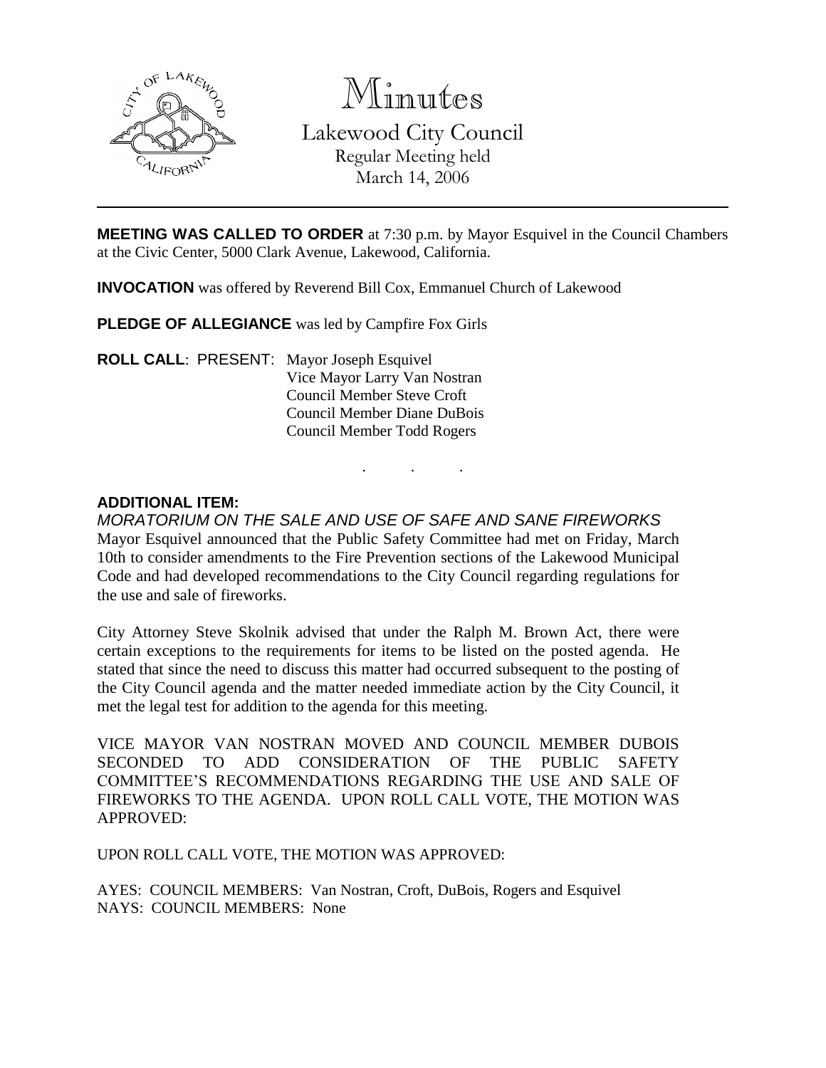# Minutes

## Lakewood City Council

Regular Meeting held
March 14, 2006

---

**MEETING WAS CALLED TO ORDER** at 7:30 p.m. by Mayor Esquivel in the Council Chambers at the Civic Center, 5000 Clark Avenue, Lakewood, California.

**INVOCATION** was offered by Reverend Bill Cox, Emmanuel Church of Lakewood

**PLEDGE OF ALLEGIANCE** was led by Campfire Fox Girls

**ROLL CALL**: PRESENT: Mayor Joseph Esquivel
Vice Mayor Larry Van Nostran
Council Member Steve Croft
Council Member Diane DuBois
Council Member Todd Rogers

. . .

**ADDITIONAL ITEM:**

*MORATORIUM ON THE SALE AND USE OF SAFE AND SANE FIREWORKS*

Mayor Esquivel announced that the Public Safety Committee had met on Friday, March 10th to consider amendments to the Fire Prevention sections of the Lakewood Municipal Code and had developed recommendations to the City Council regarding regulations for the use and sale of fireworks.

City Attorney Steve Skolnik advised that under the Ralph M. Brown Act, there were certain exceptions to the requirements for items to be listed on the posted agenda. He stated that since the need to discuss this matter had occurred subsequent to the posting of the City Council agenda and the matter needed immediate action by the City Council, it met the legal test for addition to the agenda for this meeting.

VICE MAYOR VAN NOSTRAN MOVED AND COUNCIL MEMBER DUBOIS SECONDED TO ADD CONSIDERATION OF THE PUBLIC SAFETY COMMITTEE'S RECOMMENDATIONS REGARDING THE USE AND SALE OF FIREWORKS TO THE AGENDA. UPON ROLL CALL VOTE, THE MOTION WAS APPROVED:

UPON ROLL CALL VOTE, THE MOTION WAS APPROVED:

AYES: COUNCIL MEMBERS: Van Nostran, Croft, DuBois, Rogers and Esquivel
NAYS: COUNCIL MEMBERS: None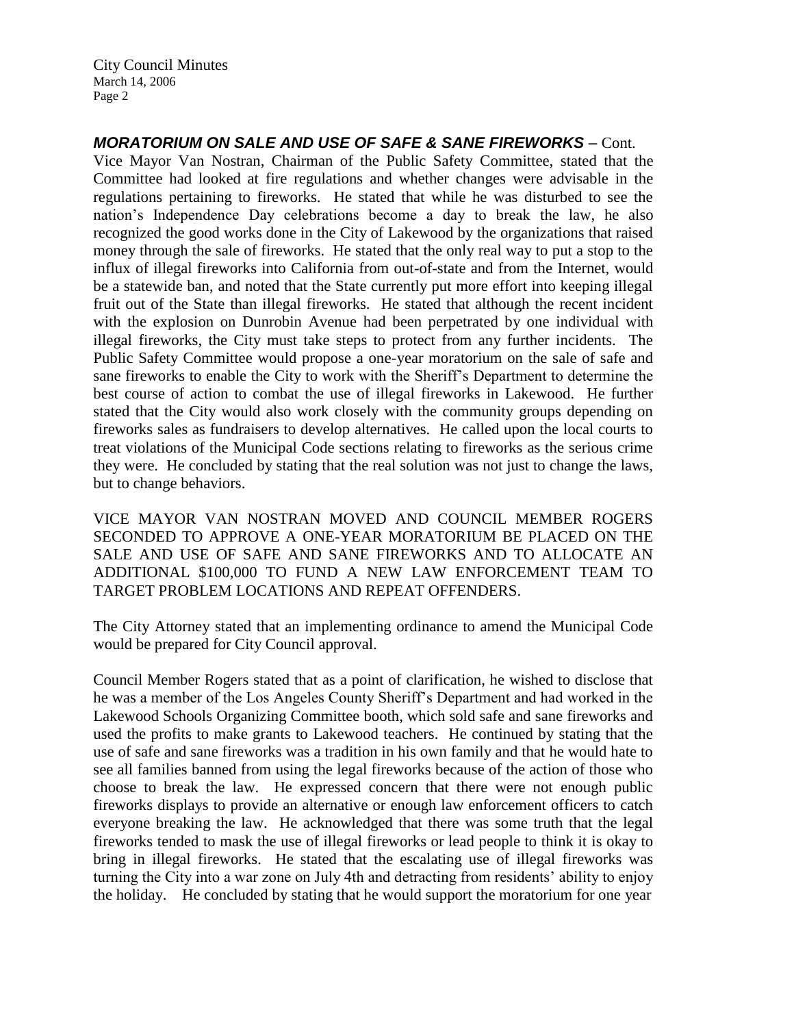***MORATORIUM ON SALE AND USE OF SAFE & SANE FIREWORKS*** – Cont.

Vice Mayor Van Nostran, Chairman of the Public Safety Committee, stated that the Committee had looked at fire regulations and whether changes were advisable in the regulations pertaining to fireworks. He stated that while he was disturbed to see the nation's Independence Day celebrations become a day to break the law, he also recognized the good works done in the City of Lakewood by the organizations that raised money through the sale of fireworks. He stated that the only real way to put a stop to the influx of illegal fireworks into California from out-of-state and from the Internet, would be a statewide ban, and noted that the State currently put more effort into keeping illegal fruit out of the State than illegal fireworks. He stated that although the recent incident with the explosion on Dunrobin Avenue had been perpetrated by one individual with illegal fireworks, the City must take steps to protect from any further incidents. The Public Safety Committee would propose a one-year moratorium on the sale of safe and sane fireworks to enable the City to work with the Sheriff's Department to determine the best course of action to combat the use of illegal fireworks in Lakewood. He further stated that the City would also work closely with the community groups depending on fireworks sales as fundraisers to develop alternatives. He called upon the local courts to treat violations of the Municipal Code sections relating to fireworks as the serious crime they were. He concluded by stating that the real solution was not just to change the laws, but to change behaviors.

VICE MAYOR VAN NOSTRAN MOVED AND COUNCIL MEMBER ROGERS SECONDED TO APPROVE A ONE-YEAR MORATORIUM BE PLACED ON THE SALE AND USE OF SAFE AND SANE FIREWORKS AND TO ALLOCATE AN ADDITIONAL $100,000 TO FUND A NEW LAW ENFORCEMENT TEAM TO TARGET PROBLEM LOCATIONS AND REPEAT OFFENDERS.

The City Attorney stated that an implementing ordinance to amend the Municipal Code would be prepared for City Council approval.

Council Member Rogers stated that as a point of clarification, he wished to disclose that he was a member of the Los Angeles County Sheriff's Department and had worked in the Lakewood Schools Organizing Committee booth, which sold safe and sane fireworks and used the profits to make grants to Lakewood teachers. He continued by stating that the use of safe and sane fireworks was a tradition in his own family and that he would hate to see all families banned from using the legal fireworks because of the action of those who choose to break the law. He expressed concern that there were not enough public fireworks displays to provide an alternative or enough law enforcement officers to catch everyone breaking the law. He acknowledged that there was some truth that the legal fireworks tended to mask the use of illegal fireworks or lead people to think it is okay to bring in illegal fireworks. He stated that the escalating use of illegal fireworks was turning the City into a war zone on July 4th and detracting from residents' ability to enjoy the holiday. He concluded by stating that he would support the moratorium for one year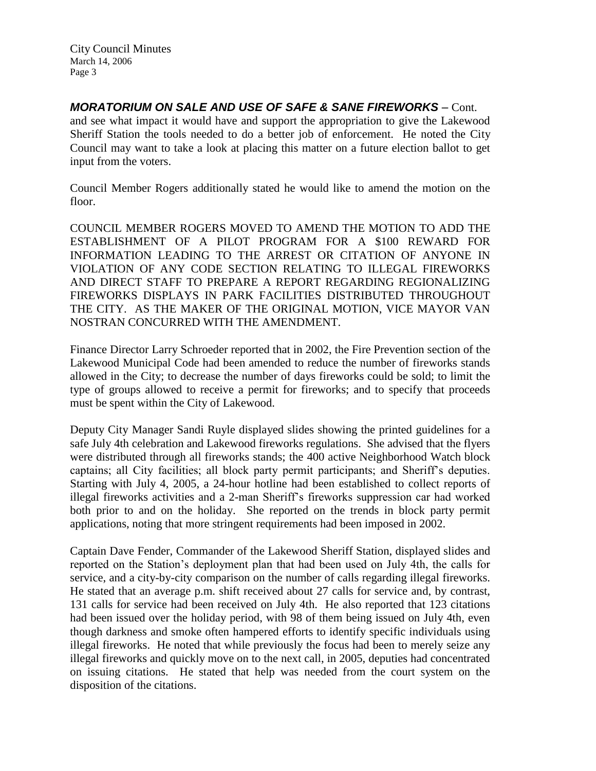## ***MORATORIUM ON SALE AND USE OF SAFE & SANE FIREWORKS*** – Cont.

and see what impact it would have and support the appropriation to give the Lakewood Sheriff Station the tools needed to do a better job of enforcement. He noted the City Council may want to take a look at placing this matter on a future election ballot to get input from the voters.

Council Member Rogers additionally stated he would like to amend the motion on the floor.

COUNCIL MEMBER ROGERS MOVED TO AMEND THE MOTION TO ADD THE ESTABLISHMENT OF A PILOT PROGRAM FOR A $100 REWARD FOR INFORMATION LEADING TO THE ARREST OR CITATION OF ANYONE IN VIOLATION OF ANY CODE SECTION RELATING TO ILLEGAL FIREWORKS AND DIRECT STAFF TO PREPARE A REPORT REGARDING REGIONALIZING FIREWORKS DISPLAYS IN PARK FACILITIES DISTRIBUTED THROUGHOUT THE CITY. AS THE MAKER OF THE ORIGINAL MOTION, VICE MAYOR VAN NOSTRAN CONCURRED WITH THE AMENDMENT.

Finance Director Larry Schroeder reported that in 2002, the Fire Prevention section of the Lakewood Municipal Code had been amended to reduce the number of fireworks stands allowed in the City; to decrease the number of days fireworks could be sold; to limit the type of groups allowed to receive a permit for fireworks; and to specify that proceeds must be spent within the City of Lakewood.

Deputy City Manager Sandi Ruyle displayed slides showing the printed guidelines for a safe July 4th celebration and Lakewood fireworks regulations. She advised that the flyers were distributed through all fireworks stands; the 400 active Neighborhood Watch block captains; all City facilities; all block party permit participants; and Sheriff's deputies. Starting with July 4, 2005, a 24-hour hotline had been established to collect reports of illegal fireworks activities and a 2-man Sheriff's fireworks suppression car had worked both prior to and on the holiday. She reported on the trends in block party permit applications, noting that more stringent requirements had been imposed in 2002.

Captain Dave Fender, Commander of the Lakewood Sheriff Station, displayed slides and reported on the Station's deployment plan that had been used on July 4th, the calls for service, and a city-by-city comparison on the number of calls regarding illegal fireworks. He stated that an average p.m. shift received about 27 calls for service and, by contrast, 131 calls for service had been received on July 4th. He also reported that 123 citations had been issued over the holiday period, with 98 of them being issued on July 4th, even though darkness and smoke often hampered efforts to identify specific individuals using illegal fireworks. He noted that while previously the focus had been to merely seize any illegal fireworks and quickly move on to the next call, in 2005, deputies had concentrated on issuing citations. He stated that help was needed from the court system on the disposition of the citations.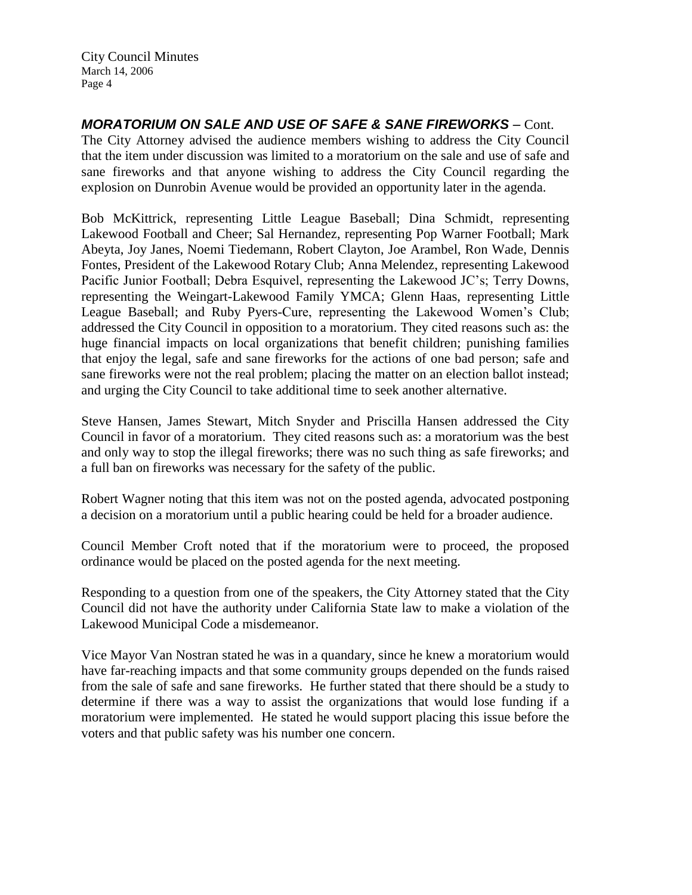### ***MORATORIUM ON SALE AND USE OF SAFE & SANE FIREWORKS*** – Cont.

The City Attorney advised the audience members wishing to address the City Council that the item under discussion was limited to a moratorium on the sale and use of safe and sane fireworks and that anyone wishing to address the City Council regarding the explosion on Dunrobin Avenue would be provided an opportunity later in the agenda.

Bob McKittrick, representing Little League Baseball; Dina Schmidt, representing Lakewood Football and Cheer; Sal Hernandez, representing Pop Warner Football; Mark Abeyta, Joy Janes, Noemi Tiedemann, Robert Clayton, Joe Arambel, Ron Wade, Dennis Fontes, President of the Lakewood Rotary Club; Anna Melendez, representing Lakewood Pacific Junior Football; Debra Esquivel, representing the Lakewood JC's; Terry Downs, representing the Weingart-Lakewood Family YMCA; Glenn Haas, representing Little League Baseball; and Ruby Pyers-Cure, representing the Lakewood Women's Club; addressed the City Council in opposition to a moratorium. They cited reasons such as: the huge financial impacts on local organizations that benefit children; punishing families that enjoy the legal, safe and sane fireworks for the actions of one bad person; safe and sane fireworks were not the real problem; placing the matter on an election ballot instead; and urging the City Council to take additional time to seek another alternative.

Steve Hansen, James Stewart, Mitch Snyder and Priscilla Hansen addressed the City Council in favor of a moratorium. They cited reasons such as: a moratorium was the best and only way to stop the illegal fireworks; there was no such thing as safe fireworks; and a full ban on fireworks was necessary for the safety of the public.

Robert Wagner noting that this item was not on the posted agenda, advocated postponing a decision on a moratorium until a public hearing could be held for a broader audience.

Council Member Croft noted that if the moratorium were to proceed, the proposed ordinance would be placed on the posted agenda for the next meeting.

Responding to a question from one of the speakers, the City Attorney stated that the City Council did not have the authority under California State law to make a violation of the Lakewood Municipal Code a misdemeanor.

Vice Mayor Van Nostran stated he was in a quandary, since he knew a moratorium would have far-reaching impacts and that some community groups depended on the funds raised from the sale of safe and sane fireworks. He further stated that there should be a study to determine if there was a way to assist the organizations that would lose funding if a moratorium were implemented. He stated he would support placing this issue before the voters and that public safety was his number one concern.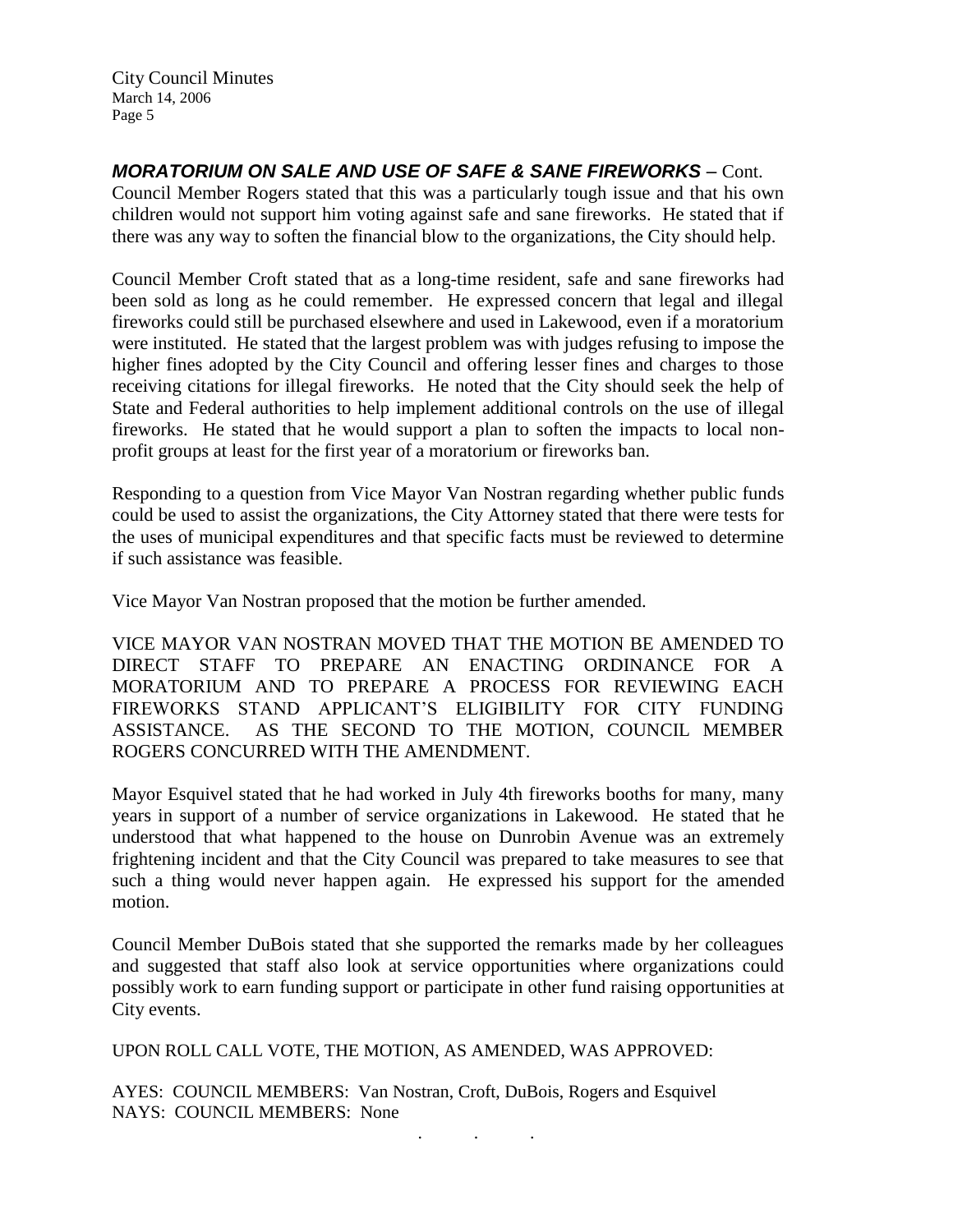***MORATORIUM ON SALE AND USE OF SAFE & SANE FIREWORKS*** – Cont.

Council Member Rogers stated that this was a particularly tough issue and that his own children would not support him voting against safe and sane fireworks. He stated that if there was any way to soften the financial blow to the organizations, the City should help.

Council Member Croft stated that as a long-time resident, safe and sane fireworks had been sold as long as he could remember. He expressed concern that legal and illegal fireworks could still be purchased elsewhere and used in Lakewood, even if a moratorium were instituted. He stated that the largest problem was with judges refusing to impose the higher fines adopted by the City Council and offering lesser fines and charges to those receiving citations for illegal fireworks. He noted that the City should seek the help of State and Federal authorities to help implement additional controls on the use of illegal fireworks. He stated that he would support a plan to soften the impacts to local non-profit groups at least for the first year of a moratorium or fireworks ban.

Responding to a question from Vice Mayor Van Nostran regarding whether public funds could be used to assist the organizations, the City Attorney stated that there were tests for the uses of municipal expenditures and that specific facts must be reviewed to determine if such assistance was feasible.

Vice Mayor Van Nostran proposed that the motion be further amended.

VICE MAYOR VAN NOSTRAN MOVED THAT THE MOTION BE AMENDED TO DIRECT STAFF TO PREPARE AN ENACTING ORDINANCE FOR A MORATORIUM AND TO PREPARE A PROCESS FOR REVIEWING EACH FIREWORKS STAND APPLICANT'S ELIGIBILITY FOR CITY FUNDING ASSISTANCE. AS THE SECOND TO THE MOTION, COUNCIL MEMBER ROGERS CONCURRED WITH THE AMENDMENT.

Mayor Esquivel stated that he had worked in July 4th fireworks booths for many, many years in support of a number of service organizations in Lakewood. He stated that he understood that what happened to the house on Dunrobin Avenue was an extremely frightening incident and that the City Council was prepared to take measures to see that such a thing would never happen again. He expressed his support for the amended motion.

Council Member DuBois stated that she supported the remarks made by her colleagues and suggested that staff also look at service opportunities where organizations could possibly work to earn funding support or participate in other fund raising opportunities at City events.

UPON ROLL CALL VOTE, THE MOTION, AS AMENDED, WAS APPROVED:

AYES: COUNCIL MEMBERS: Van Nostran, Croft, DuBois, Rogers and Esquivel
NAYS: COUNCIL MEMBERS: None

. . .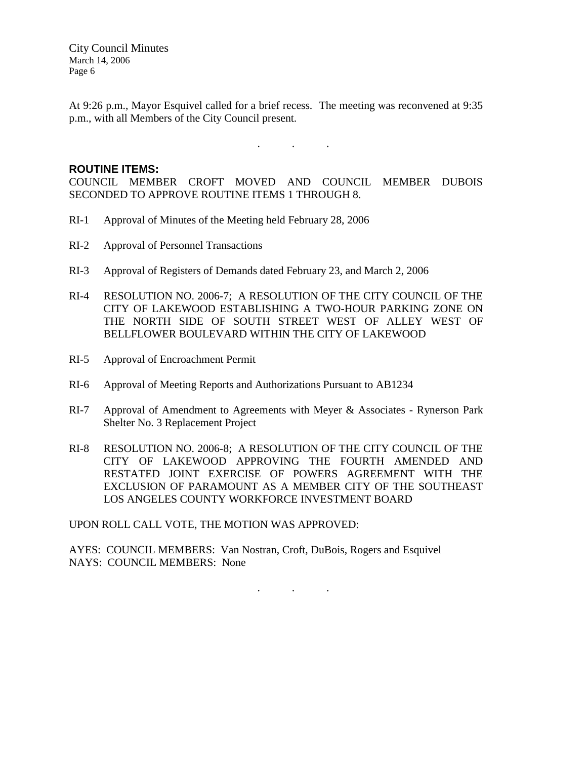At 9:26 p.m., Mayor Esquivel called for a brief recess. The meeting was reconvened at 9:35 p.m., with all Members of the City Council present.

. . .

**ROUTINE ITEMS:**

COUNCIL MEMBER CROFT MOVED AND COUNCIL MEMBER DUBOIS SECONDED TO APPROVE ROUTINE ITEMS 1 THROUGH 8.

RI-1 Approval of Minutes of the Meeting held February 28, 2006

RI-2 Approval of Personnel Transactions

RI-3 Approval of Registers of Demands dated February 23, and March 2, 2006

RI-4 RESOLUTION NO. 2006-7; A RESOLUTION OF THE CITY COUNCIL OF THE CITY OF LAKEWOOD ESTABLISHING A TWO-HOUR PARKING ZONE ON THE NORTH SIDE OF SOUTH STREET WEST OF ALLEY WEST OF BELLFLOWER BOULEVARD WITHIN THE CITY OF LAKEWOOD

RI-5 Approval of Encroachment Permit

RI-6 Approval of Meeting Reports and Authorizations Pursuant to AB1234

RI-7 Approval of Amendment to Agreements with Meyer & Associates - Rynerson Park Shelter No. 3 Replacement Project

RI-8 RESOLUTION NO. 2006-8; A RESOLUTION OF THE CITY COUNCIL OF THE CITY OF LAKEWOOD APPROVING THE FOURTH AMENDED AND RESTATED JOINT EXERCISE OF POWERS AGREEMENT WITH THE EXCLUSION OF PARAMOUNT AS A MEMBER CITY OF THE SOUTHEAST LOS ANGELES COUNTY WORKFORCE INVESTMENT BOARD

UPON ROLL CALL VOTE, THE MOTION WAS APPROVED:

AYES: COUNCIL MEMBERS: Van Nostran, Croft, DuBois, Rogers and Esquivel
NAYS: COUNCIL MEMBERS: None

. . .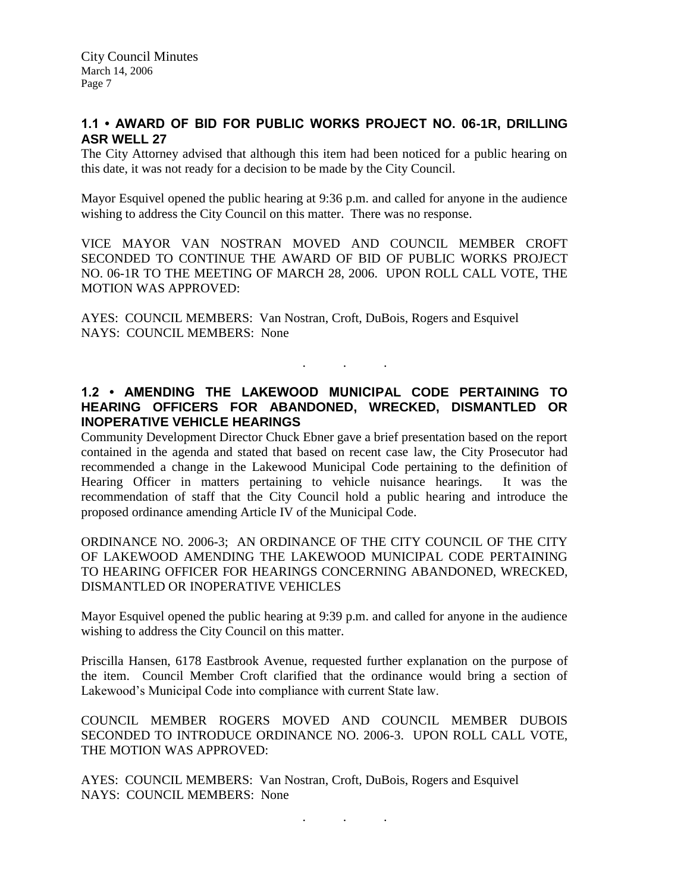### 1.1 • AWARD OF BID FOR PUBLIC WORKS PROJECT NO. 06-1R, DRILLING ASR WELL 27

The City Attorney advised that although this item had been noticed for a public hearing on this date, it was not ready for a decision to be made by the City Council.

Mayor Esquivel opened the public hearing at 9:36 p.m. and called for anyone in the audience wishing to address the City Council on this matter. There was no response.

VICE MAYOR VAN NOSTRAN MOVED AND COUNCIL MEMBER CROFT SECONDED TO CONTINUE THE AWARD OF BID OF PUBLIC WORKS PROJECT NO. 06-1R TO THE MEETING OF MARCH 28, 2006. UPON ROLL CALL VOTE, THE MOTION WAS APPROVED:

AYES: COUNCIL MEMBERS: Van Nostran, Croft, DuBois, Rogers and Esquivel
NAYS: COUNCIL MEMBERS: None

. . .

### 1.2 • AMENDING THE LAKEWOOD MUNICIPAL CODE PERTAINING TO HEARING OFFICERS FOR ABANDONED, WRECKED, DISMANTLED OR INOPERATIVE VEHICLE HEARINGS

Community Development Director Chuck Ebner gave a brief presentation based on the report contained in the agenda and stated that based on recent case law, the City Prosecutor had recommended a change in the Lakewood Municipal Code pertaining to the definition of Hearing Officer in matters pertaining to vehicle nuisance hearings. It was the recommendation of staff that the City Council hold a public hearing and introduce the proposed ordinance amending Article IV of the Municipal Code.

ORDINANCE NO. 2006-3; AN ORDINANCE OF THE CITY COUNCIL OF THE CITY OF LAKEWOOD AMENDING THE LAKEWOOD MUNICIPAL CODE PERTAINING TO HEARING OFFICER FOR HEARINGS CONCERNING ABANDONED, WRECKED, DISMANTLED OR INOPERATIVE VEHICLES

Mayor Esquivel opened the public hearing at 9:39 p.m. and called for anyone in the audience wishing to address the City Council on this matter.

Priscilla Hansen, 6178 Eastbrook Avenue, requested further explanation on the purpose of the item. Council Member Croft clarified that the ordinance would bring a section of Lakewood's Municipal Code into compliance with current State law.

COUNCIL MEMBER ROGERS MOVED AND COUNCIL MEMBER DUBOIS SECONDED TO INTRODUCE ORDINANCE NO. 2006-3. UPON ROLL CALL VOTE, THE MOTION WAS APPROVED:

AYES: COUNCIL MEMBERS: Van Nostran, Croft, DuBois, Rogers and Esquivel
NAYS: COUNCIL MEMBERS: None

. . .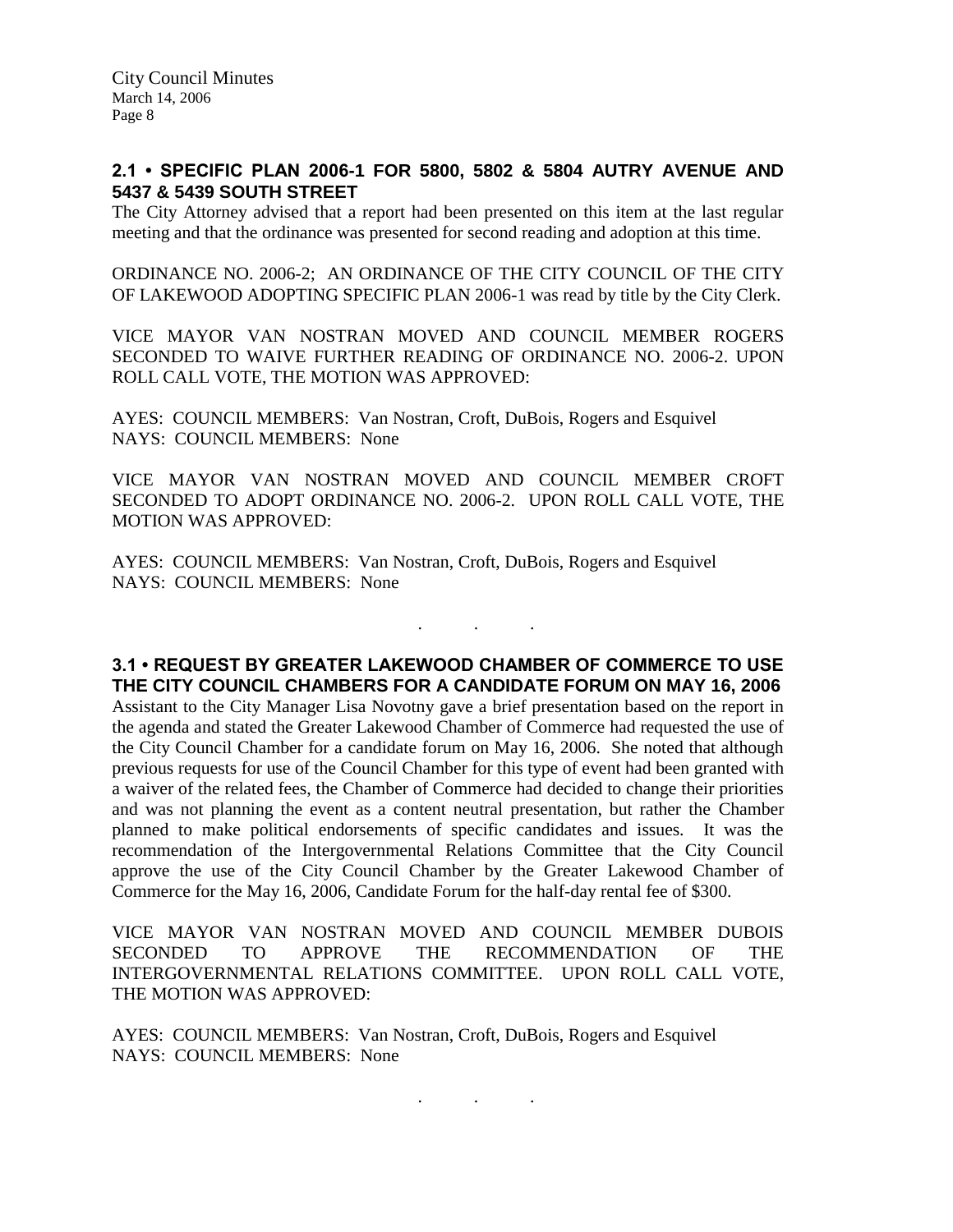## 2.1 • SPECIFIC PLAN 2006-1 FOR 5800, 5802 & 5804 AUTRY AVENUE AND 5437 & 5439 SOUTH STREET

The City Attorney advised that a report had been presented on this item at the last regular meeting and that the ordinance was presented for second reading and adoption at this time.

ORDINANCE NO. 2006-2; AN ORDINANCE OF THE CITY COUNCIL OF THE CITY OF LAKEWOOD ADOPTING SPECIFIC PLAN 2006-1 was read by title by the City Clerk.

VICE MAYOR VAN NOSTRAN MOVED AND COUNCIL MEMBER ROGERS SECONDED TO WAIVE FURTHER READING OF ORDINANCE NO. 2006-2. UPON ROLL CALL VOTE, THE MOTION WAS APPROVED:

AYES: COUNCIL MEMBERS: Van Nostran, Croft, DuBois, Rogers and Esquivel
NAYS: COUNCIL MEMBERS: None

VICE MAYOR VAN NOSTRAN MOVED AND COUNCIL MEMBER CROFT SECONDED TO ADOPT ORDINANCE NO. 2006-2. UPON ROLL CALL VOTE, THE MOTION WAS APPROVED:

AYES: COUNCIL MEMBERS: Van Nostran, Croft, DuBois, Rogers and Esquivel
NAYS: COUNCIL MEMBERS: None

. . .

## 3.1 • REQUEST BY GREATER LAKEWOOD CHAMBER OF COMMERCE TO USE THE CITY COUNCIL CHAMBERS FOR A CANDIDATE FORUM ON MAY 16, 2006

Assistant to the City Manager Lisa Novotny gave a brief presentation based on the report in the agenda and stated the Greater Lakewood Chamber of Commerce had requested the use of the City Council Chamber for a candidate forum on May 16, 2006. She noted that although previous requests for use of the Council Chamber for this type of event had been granted with a waiver of the related fees, the Chamber of Commerce had decided to change their priorities and was not planning the event as a content neutral presentation, but rather the Chamber planned to make political endorsements of specific candidates and issues. It was the recommendation of the Intergovernmental Relations Committee that the City Council approve the use of the City Council Chamber by the Greater Lakewood Chamber of Commerce for the May 16, 2006, Candidate Forum for the half-day rental fee of $300.

VICE MAYOR VAN NOSTRAN MOVED AND COUNCIL MEMBER DUBOIS SECONDED TO APPROVE THE RECOMMENDATION OF THE INTERGOVERNMENTAL RELATIONS COMMITTEE. UPON ROLL CALL VOTE, THE MOTION WAS APPROVED:

AYES: COUNCIL MEMBERS: Van Nostran, Croft, DuBois, Rogers and Esquivel
NAYS: COUNCIL MEMBERS: None

. . .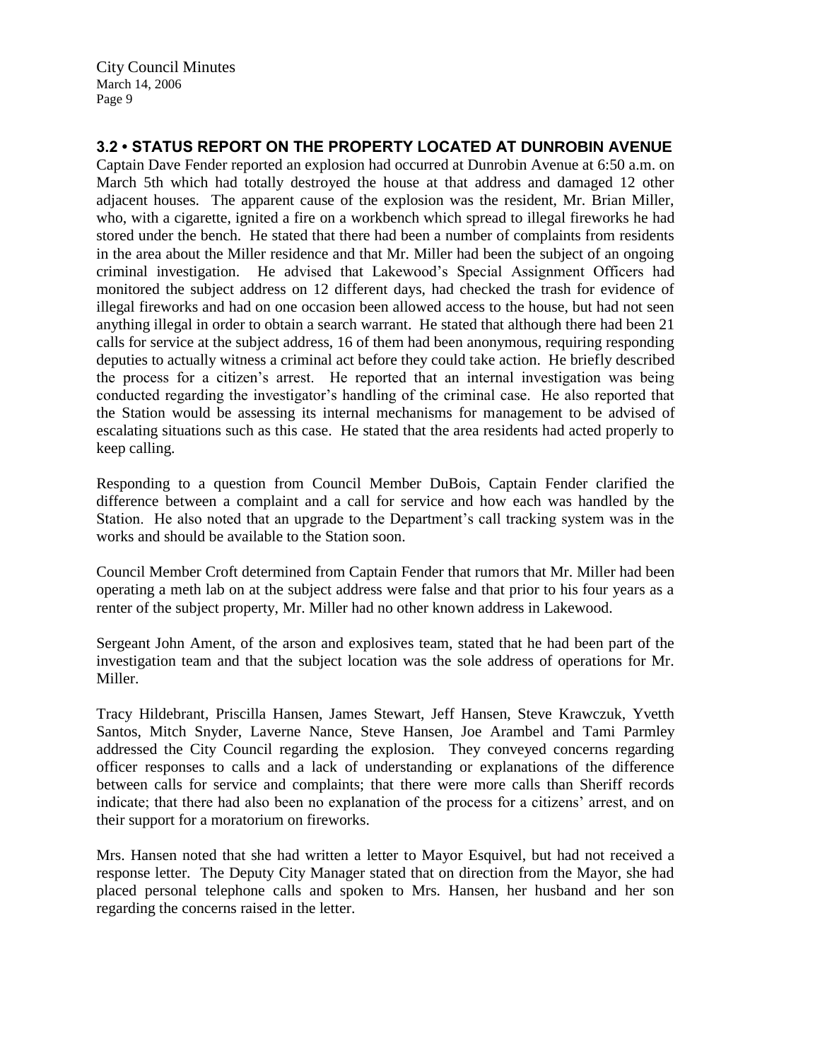## 3.2 • STATUS REPORT ON THE PROPERTY LOCATED AT DUNROBIN AVENUE

Captain Dave Fender reported an explosion had occurred at Dunrobin Avenue at 6:50 a.m. on March 5th which had totally destroyed the house at that address and damaged 12 other adjacent houses. The apparent cause of the explosion was the resident, Mr. Brian Miller, who, with a cigarette, ignited a fire on a workbench which spread to illegal fireworks he had stored under the bench. He stated that there had been a number of complaints from residents in the area about the Miller residence and that Mr. Miller had been the subject of an ongoing criminal investigation. He advised that Lakewood's Special Assignment Officers had monitored the subject address on 12 different days, had checked the trash for evidence of illegal fireworks and had on one occasion been allowed access to the house, but had not seen anything illegal in order to obtain a search warrant. He stated that although there had been 21 calls for service at the subject address, 16 of them had been anonymous, requiring responding deputies to actually witness a criminal act before they could take action. He briefly described the process for a citizen's arrest. He reported that an internal investigation was being conducted regarding the investigator's handling of the criminal case. He also reported that the Station would be assessing its internal mechanisms for management to be advised of escalating situations such as this case. He stated that the area residents had acted properly to keep calling.

Responding to a question from Council Member DuBois, Captain Fender clarified the difference between a complaint and a call for service and how each was handled by the Station. He also noted that an upgrade to the Department's call tracking system was in the works and should be available to the Station soon.

Council Member Croft determined from Captain Fender that rumors that Mr. Miller had been operating a meth lab on at the subject address were false and that prior to his four years as a renter of the subject property, Mr. Miller had no other known address in Lakewood.

Sergeant John Ament, of the arson and explosives team, stated that he had been part of the investigation team and that the subject location was the sole address of operations for Mr. Miller.

Tracy Hildebrant, Priscilla Hansen, James Stewart, Jeff Hansen, Steve Krawczuk, Yvetth Santos, Mitch Snyder, Laverne Nance, Steve Hansen, Joe Arambel and Tami Parmley addressed the City Council regarding the explosion. They conveyed concerns regarding officer responses to calls and a lack of understanding or explanations of the difference between calls for service and complaints; that there were more calls than Sheriff records indicate; that there had also been no explanation of the process for a citizens' arrest, and on their support for a moratorium on fireworks.

Mrs. Hansen noted that she had written a letter to Mayor Esquivel, but had not received a response letter. The Deputy City Manager stated that on direction from the Mayor, she had placed personal telephone calls and spoken to Mrs. Hansen, her husband and her son regarding the concerns raised in the letter.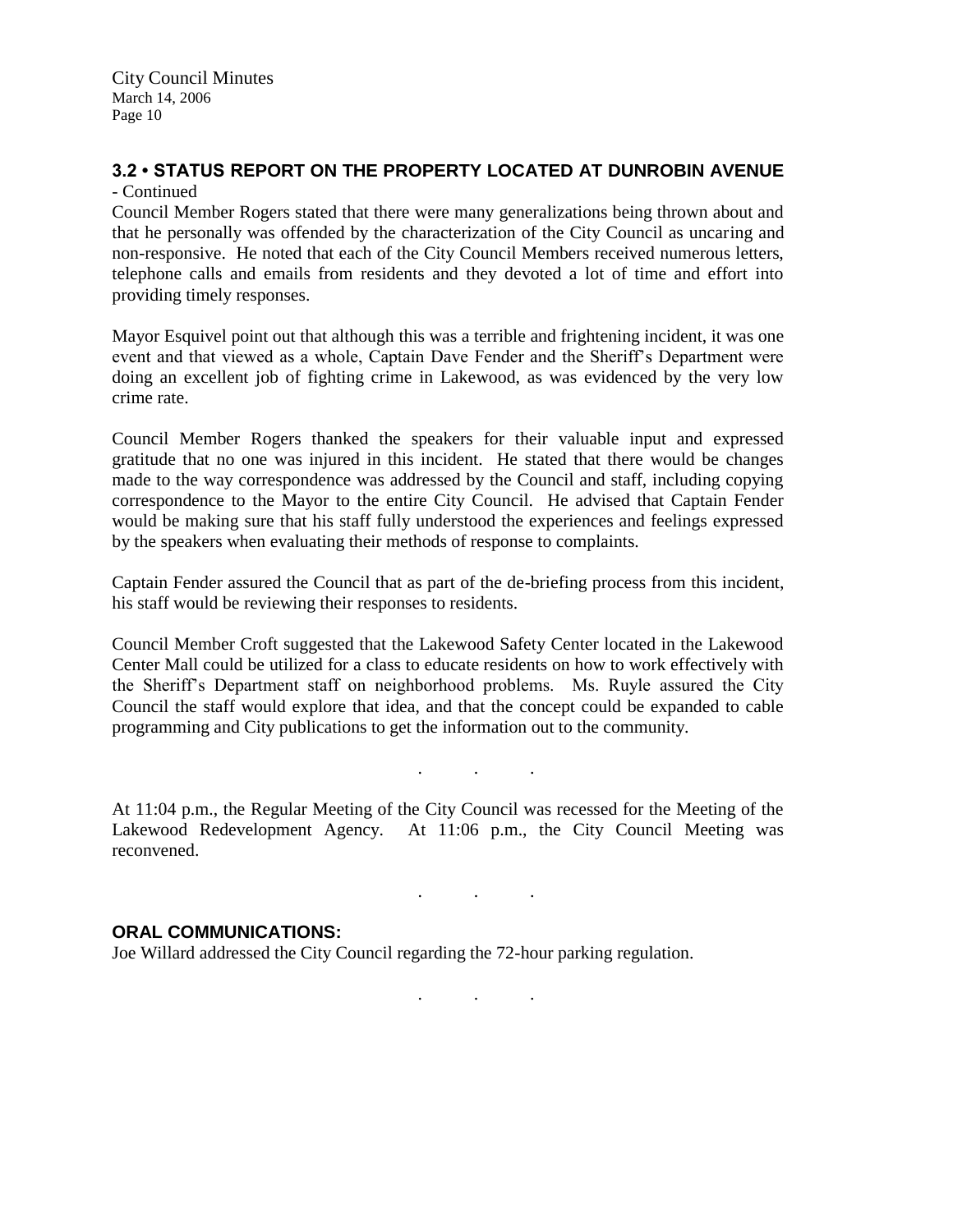### 3.2 • STATUS REPORT ON THE PROPERTY LOCATED AT DUNROBIN AVENUE

- Continued

Council Member Rogers stated that there were many generalizations being thrown about and that he personally was offended by the characterization of the City Council as uncaring and non-responsive. He noted that each of the City Council Members received numerous letters, telephone calls and emails from residents and they devoted a lot of time and effort into providing timely responses.

Mayor Esquivel point out that although this was a terrible and frightening incident, it was one event and that viewed as a whole, Captain Dave Fender and the Sheriff's Department were doing an excellent job of fighting crime in Lakewood, as was evidenced by the very low crime rate.

Council Member Rogers thanked the speakers for their valuable input and expressed gratitude that no one was injured in this incident. He stated that there would be changes made to the way correspondence was addressed by the Council and staff, including copying correspondence to the Mayor to the entire City Council. He advised that Captain Fender would be making sure that his staff fully understood the experiences and feelings expressed by the speakers when evaluating their methods of response to complaints.

Captain Fender assured the Council that as part of the de-briefing process from this incident, his staff would be reviewing their responses to residents.

Council Member Croft suggested that the Lakewood Safety Center located in the Lakewood Center Mall could be utilized for a class to educate residents on how to work effectively with the Sheriff's Department staff on neighborhood problems. Ms. Ruyle assured the City Council the staff would explore that idea, and that the concept could be expanded to cable programming and City publications to get the information out to the community.

. . .

At 11:04 p.m., the Regular Meeting of the City Council was recessed for the Meeting of the Lakewood Redevelopment Agency. At 11:06 p.m., the City Council Meeting was reconvened.

. . .

### ORAL COMMUNICATIONS:

Joe Willard addressed the City Council regarding the 72-hour parking regulation.

. . .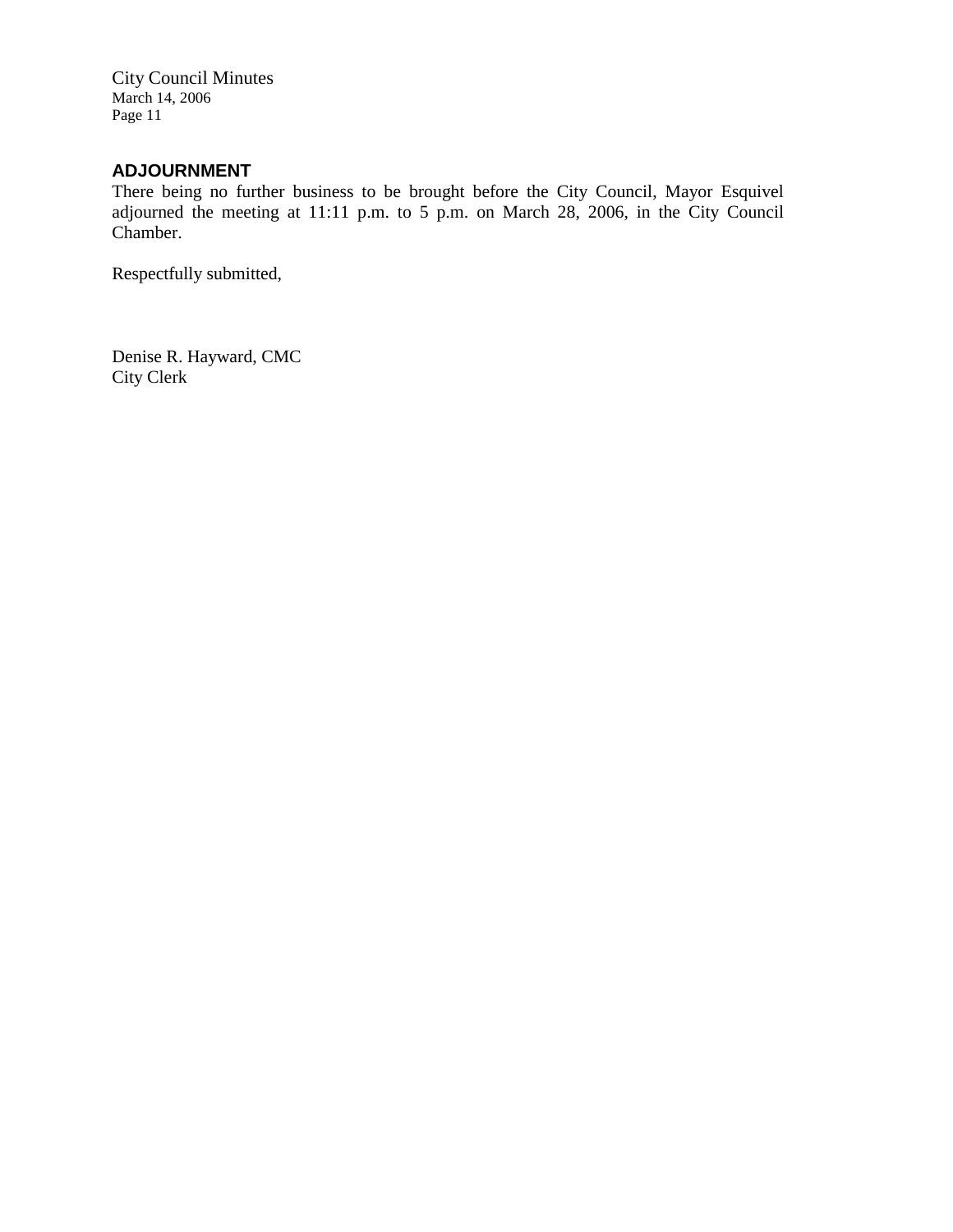## ADJOURNMENT

There being no further business to be brought before the City Council, Mayor Esquivel adjourned the meeting at 11:11 p.m. to 5 p.m. on March 28, 2006, in the City Council Chamber.

Respectfully submitted,

Denise R. Hayward, CMC
City Clerk